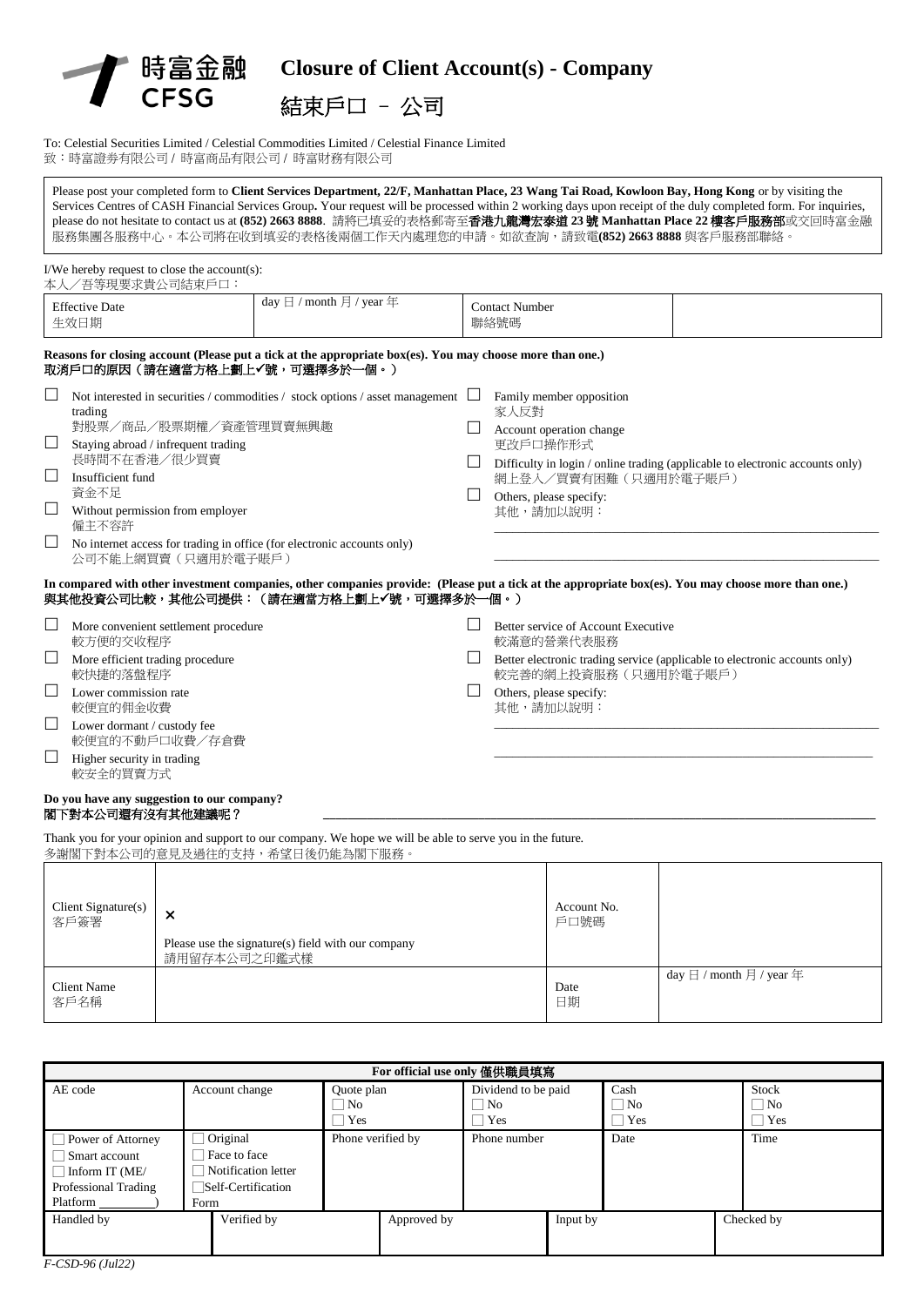# 時富金融 CFSG

# Closure of Client Account(s) - Company

# 結束戶口 – 公司

To: Celestial Securities Limited / Celestial Commodities Limited / Celestial Finance Limited
致：時富證券有限公司 / 時富商品有限公司 / 時富財務有限公司

Please post your completed form to **Client Services Department, 22/F, Manhattan Place, 23 Wang Tai Road, Kowloon Bay, Hong Kong** or by visiting the Services Centres of CASH Financial Services Group**.** Your request will be processed within 2 working days upon receipt of the duly completed form. For inquiries, please do not hesitate to contact us at **(852) 2663 8888**. 請將已填妥的表格郵寄至**香港九龍灣宏泰道 23 號 Manhattan Place 22 樓客戶服務部**或交回時富金融服務集團各服務中心。本公司將在收到填妥的表格後兩個工作天內處理您的申請。如欲查詢，請致電**(852) 2663 8888** 與客戶服務部聯絡。

I/We hereby request to close the account(s):
本人／吾等現要求貴公司結束戶口：

| | | | |
|---|---|---|---|
| Effective Date 生效日期 | day 日 / month 月 / year 年 | Contact Number 聯絡號碼 | |

**Reasons for closing account (Please put a tick at the appropriate box(es). You may choose more than one.)**
**取消戶口的原因（請在適當方格上劃上✓號，可選擇多於一個。）**

- ☐ Not interested in securities / commodities / stock options / asset management trading
  對股票／商品／股票期權／資產管理買賣無興趣
- ☐ Staying abroad / infrequent trading
  長時間不在香港／很少買賣
- ☐ Insufficient fund
  資金不足
- ☐ Without permission from employer
  僱主不容許
- ☐ No internet access for trading in office (for electronic accounts only)
  公司不能上網買賣（只適用於電子賬戶）
- ☐ Family member opposition
  家人反對
- ☐ Account operation change
  更改戶口操作形式
- ☐ Difficulty in login / online trading (applicable to electronic accounts only)
  網上登入／買賣有困難（只適用於電子賬戶）
- ☐ Others, please specify:
  其他，請加以說明：
  \_\_\_\_\_\_\_\_\_\_\_\_\_\_\_\_\_\_\_\_\_\_\_\_\_\_\_\_\_\_\_\_\_\_\_\_\_\_\_\_\_\_\_\_
  \_\_\_\_\_\_\_\_\_\_\_\_\_\_\_\_\_\_\_\_\_\_\_\_\_\_\_\_\_\_\_\_\_\_\_\_\_\_\_\_\_\_\_\_

**In compared with other investment companies, other companies provide: (Please put a tick at the appropriate box(es). You may choose more than one.)**
**與其他投資公司比較，其他公司提供：（請在適當方格上劃上✓號，可選擇多於一個。）**

- ☐ More convenient settlement procedure
  較方便的交收程序
- ☐ More efficient trading procedure
  較快捷的落盤程序
- ☐ Lower commission rate
  較便宜的佣金收費
- ☐ Lower dormant / custody fee
  較便宜的不動戶口收費／存倉費
- ☐ Higher security in trading
  較安全的買賣方式
- ☐ Better service of Account Executive
  較滿意的營業代表服務
- ☐ Better electronic trading service (applicable to electronic accounts only)
  較完善的網上投資服務（只適用於電子賬戶）
- ☐ Others, please specify:
  其他，請加以說明：
  \_\_\_\_\_\_\_\_\_\_\_\_\_\_\_\_\_\_\_\_\_\_\_\_\_\_\_\_\_\_\_\_\_\_\_\_\_\_\_\_\_\_\_\_
  \_\_\_\_\_\_\_\_\_\_\_\_\_\_\_\_\_\_\_\_\_\_\_\_\_\_\_\_\_\_\_\_\_\_\_\_\_\_\_\_\_\_\_\_

**Do you have any suggestion to our company?**
**閣下對本公司還有沒有其他建議呢？** \_\_\_\_\_\_\_\_\_\_\_\_\_\_\_\_\_\_\_\_\_\_\_\_\_\_\_\_\_\_\_\_\_\_\_\_\_\_\_\_\_\_\_\_

Thank you for your opinion and support to our company. We hope we will be able to serve you in the future.
多謝閣下對本公司的意見及過往的支持，希望日後仍能為閣下服務。

| | | | |
|---|---|---|---|
| Client Signature(s) 客戶簽署 | ✕ Please use the signature(s) field with our company 請用留存本公司之印鑑式樣 | Account No. 戶口號碼 | |
| Client Name 客戶名稱 | | Date 日期 | day 日 / month 月 / year 年 |

| For official use only 僅供職員填寫 | | | | | | |
|---|---|---|---|---|---|---|
| AE code | Account change | Quote plan ☐ No ☐ Yes | Dividend to be paid ☐ No ☐ Yes | Cash ☐ No ☐ Yes | Stock ☐ No ☐ Yes | |
| ☐ Power of Attorney ☐ Smart account ☐ Inform IT (ME/ Professional Trading Platform \_\_\_\_\_\_\_\_) | ☐ Original ☐ Face to face ☐ Notification letter ☐ Self-Certification Form | Phone verified by | Phone number | Date | Time | |
| Handled by | Verified by | Approved by | | Input by | Checked by | |

F-CSD-96 (Jul22)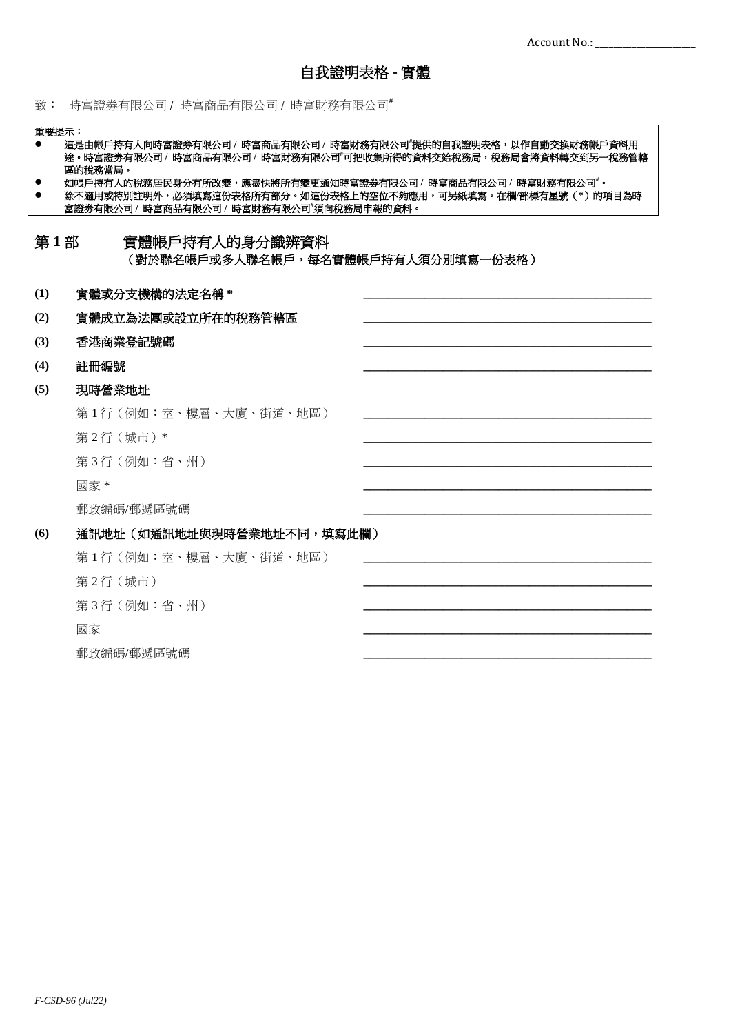Account No.: ____________________

# 自我證明表格 - 實體

致： 時富證券有限公司 / 時富商品有限公司 / 時富財務有限公司#

**重要提示：**

- **這是由帳戶持有人向時富證券有限公司 / 時富商品有限公司 / 時富財務有限公司#提供的自我證明表格，以作自動交換財務帳戶資料用途。時富證券有限公司 / 時富商品有限公司 / 時富財務有限公司#可把收集所得的資料交給稅務局，稅務局會將資料轉交到另一稅務管轄區的稅務當局。**
- **如帳戶持有人的稅務居民身分有所改變，應盡快將所有變更通知時富證券有限公司 / 時富商品有限公司 / 時富財務有限公司#。**
- **除不適用或特別註明外，必須填寫這份表格所有部分。如這份表格上的空位不夠應用，可另紙填寫。在欄/部標有星號（*）的項目為時富證券有限公司 / 時富商品有限公司 / 時富財務有限公司#須向稅務局申報的資料。**

## 第 1 部 實體帳戶持有人的身分識辨資料

（對於聯名帳戶或多人聯名帳戶，每名實體帳戶持有人須分別填寫一份表格）

**(1)** **實體或分支機構的法定名稱 *** ____________________

**(2)** **實體成立為法團或設立所在的稅務管轄區** ____________________

**(3)** **香港商業登記號碼** ____________________

**(4)** **註冊編號** ____________________

**(5)** **現時營業地址**

第 1 行（例如：室、樓層、大廈、街道、地區） ____________________

第 2 行（城市）* ____________________

第 3 行（例如：省、州） ____________________

國家 * ____________________

郵政編碼/郵遞區號碼 ____________________

**(6)** **通訊地址（如通訊地址與現時營業地址不同，填寫此欄）**

第 1 行（例如：室、樓層、大廈、街道、地區） ____________________

第 2 行（城市） ____________________

第 3 行（例如：省、州） ____________________

國家 ____________________

郵政編碼/郵遞區號碼 ____________________

*F-CSD-96 (Jul22)*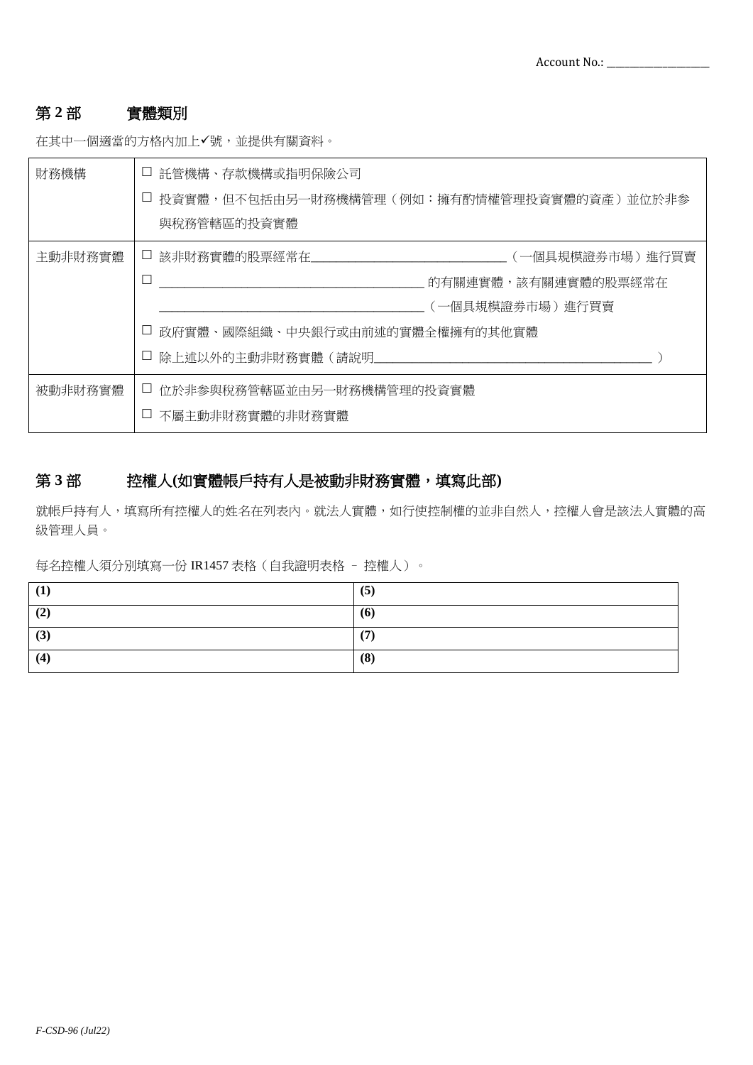Account No.: ____________________

## 第 2 部　　實體類別

在其中一個適當的方格內加上✓號，並提供有關資料。

| | |
|---|---|
| 財務機構 | ☐ 託管機構、存款機構或指明保險公司<br>☐ 投資實體，但不包括由另一財務機構管理（例如：擁有酌情權管理投資實體的資產）並位於非參與稅務管轄區的投資實體 |
| 主動非財務實體 | ☐ 該非財務實體的股票經常在________________________________（一個具規模證券市場）進行買賣<br>☐ ____________________________________________ 的有關連實體，該有關連實體的股票經常在 ____________________________________________（一個具規模證券市場）進行買賣<br>☐ 政府實體、國際組織、中央銀行或由前述的實體全權擁有的其他實體<br>☐ 除上述以外的主動非財務實體（請說明______________________________________________） |
| 被動非財務實體 | ☐ 位於非參與稅務管轄區並由另一財務機構管理的投資實體<br>☐ 不屬主動非財務實體的非財務實體 |

## 第 3 部　　控權人(如實體帳戶持有人是被動非財務實體，填寫此部)

就帳戶持有人，填寫所有控權人的姓名在列表內。就法人實體，如行使控制權的並非自然人，控權人會是該法人實體的高級管理人員。

每名控權人須分別填寫一份 IR1457 表格（自我證明表格 – 控權人）。

| | |
|---|---|
| **(1)** | **(5)** |
| **(2)** | **(6)** |
| **(3)** | **(7)** |
| **(4)** | **(8)** |

*F-CSD-96 (Jul22)*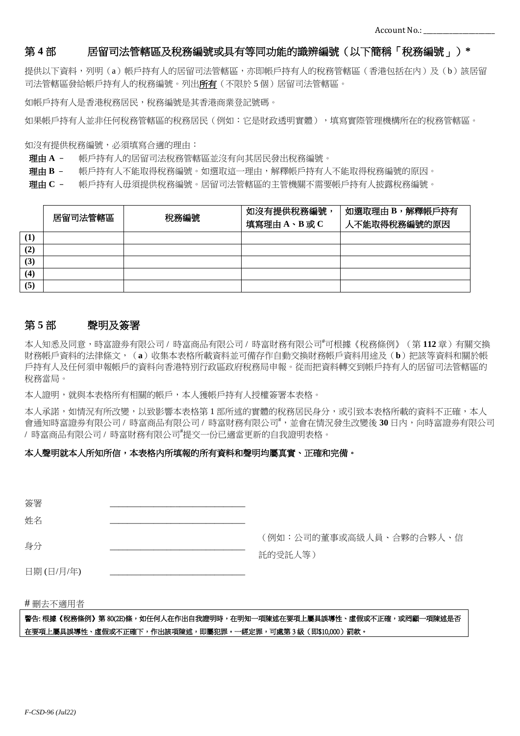Account No.: ___________________

## 第 4 部　　居留司法管轄區及稅務編號或具有等同功能的識辨編號（以下簡稱「稅務編號」）*

提供以下資料，列明（a）帳戶持有人的居留司法管轄區，亦即帳戶持有人的稅務管轄區（香港包括在內）及（b）該居留司法管轄區發給帳戶持有人的稅務編號。列出*所有*（不限於 5 個）居留司法管轄區。

如帳戶持有人是香港稅務居民，稅務編號是其香港商業登記號碼。

如果帳戶持有人並非任何稅務管轄區的稅務居民（例如：它是財政透明實體），填寫實際管理機構所在的稅務管轄區。

如沒有提供稅務編號，必須填寫合適的理由：

**理由 A** –　帳戶持有人的居留司法稅務管轄區並沒有向其居民發出稅務編號。

**理由 B** –　帳戶持有人不能取得稅務編號。如選取這一理由，解釋帳戶持有人不能取得稅務編號的原因。

**理由 C** –　帳戶持有人毋須提供稅務編號。居留司法管轄區的主管機關不需要帳戶持有人披露稅務編號。

| | 居留司法管轄區 | 稅務編號 | 如沒有提供稅務編號，填寫理由 A、B 或 C | 如選取理由 B，解釋帳戶持有人不能取得稅務編號的原因 |
|---|---|---|---|---|
| **(1)** | | | | |
| **(2)** | | | | |
| **(3)** | | | | |
| **(4)** | | | | |
| **(5)** | | | | |

## 第 5 部　　聲明及簽署

本人知悉及同意，時富證券有限公司 / 時富商品有限公司 / 時富財務有限公司#可根據《稅務條例》（第 **112** 章）有關交換財務帳戶資料的法律條文，（**a**）收集本表格所載資料並可備存作自動交換財務帳戶資料用途及（**b**）把該等資料和關於帳戶持有人及任何須申報帳戶的資料向香港特別行政區政府稅務局申報。從而把資料轉交到帳戶持有人的居留司法管轄區的稅務當局。

本人證明，就與本表格所有相關的帳戶，本人獲帳戶持有人授權簽署本表格。

本人承諾，如情況有所改變，以致影響本表格第 1 部所述的實體的稅務居民身分，或引致本表格所載的資料不正確，本人會通知時富證券有限公司 / 時富商品有限公司 / 時富財務有限公司#，並會在情況發生改變後 **30** 日內，向時富證券有限公司 / 時富商品有限公司 / 時富財務有限公司#提交一份已適當更新的自我證明表格。

**本人聲明就本人所知所信，本表格內所填報的所有資料和聲明均屬真實、正確和完備。**

簽署　______________________________

姓名　______________________________

身分　______________________________　（例如：公司的董事或高級人員、合夥的合夥人、信託的受託人等）

日期 (日/月/年)　______________________________

# 刪去不適用者

**警告: 根據《稅務條例》第 80(2E)條，如任何人在作出自我證明時，在明知一項陳述在要項上屬具誤導性、虛假或不正確，或罔顧一項陳述是否在要項上屬具誤導性、虛假或不正確下，作出該項陳述，即屬犯罪。一經定罪，可處第 3 級（即$10,000）罰款。**

*F-CSD-96 (Jul22)*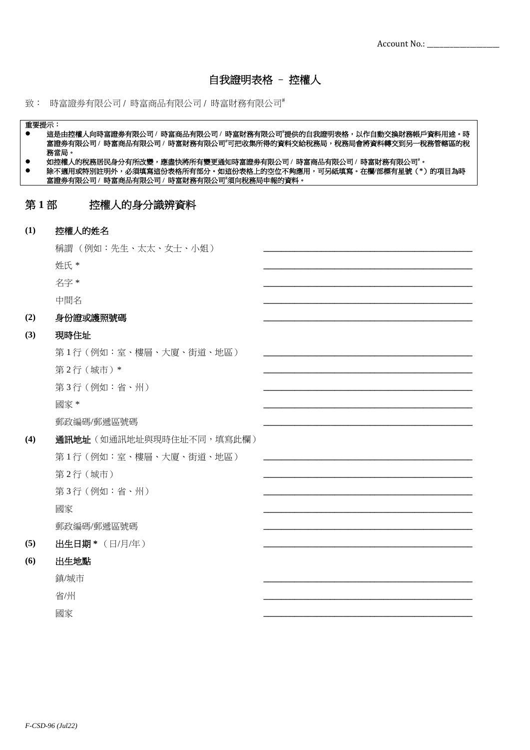Account No.: ____________________

# 自我證明表格 – 控權人

致： 時富證券有限公司 / 時富商品有限公司 / 時富財務有限公司#

**重要提示：**

- **這是由控權人向時富證券有限公司 / 時富商品有限公司 / 時富財務有限公司#提供的自我證明表格，以作自動交換財務帳戶資料用途。時富證券有限公司 / 時富商品有限公司 / 時富財務有限公司#可把收集所得的資料交給稅務局，稅務局會將資料轉交到另一稅務管轄區的稅務當局。**
- **如控權人的稅務居民身分有所改變，應盡快將所有變更通知時富證券有限公司 / 時富商品有限公司 / 時富財務有限公司#。**
- **除不適用或特別註明外，必須填寫這份表格所有部分。如這份表格上的空位不夠應用，可另紙填寫。在欄/部標有星號（*）的項目為時富證券有限公司 / 時富商品有限公司 / 時富財務有限公司#須向稅務局申報的資料。**

## 第 1 部 控權人的身分識辨資料

**(1) 控權人的姓名**

稱謂 （例如：先生、太太、女士、小姐） ____________________

姓氏 * ____________________

名字 * ____________________

中間名 ____________________

**(2) 身份證或護照號碼** ____________________

**(3) 現時住址**

第 1 行（例如：室、樓層、大廈、街道、地區） ____________________

第 2 行（城市）* ____________________

第 3 行（例如：省、州） ____________________

國家 * ____________________

郵政編碼/郵遞區號碼 ____________________

**(4) 通訊地址**（如通訊地址與現時住址不同，填寫此欄）

第 1 行（例如：室、樓層、大廈、街道、地區） ____________________

第 2 行（城市） ____________________

第 3 行（例如：省、州） ____________________

國家 ____________________

郵政編碼/郵遞區號碼 ____________________

**(5) 出生日期 *** （日/月/年） ____________________

**(6) 出生地點**

鎮/城市 ____________________

省/州 ____________________

國家 ____________________

*F-CSD-96 (Jul22)*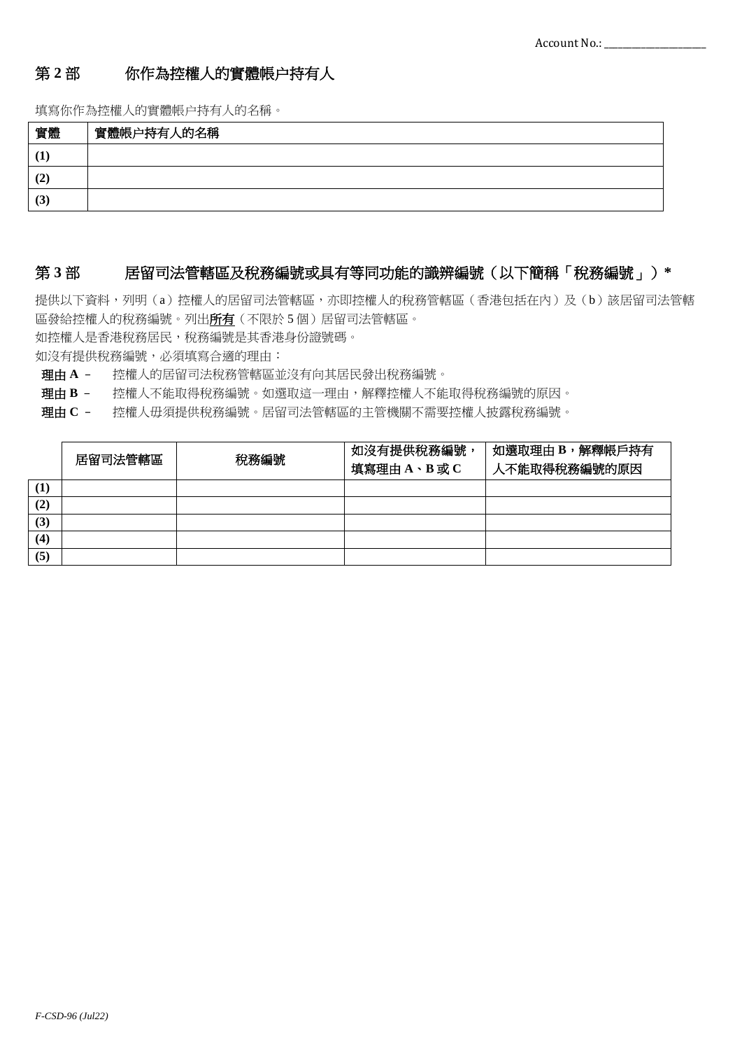Account No.: ____________________

## 第 2 部　　你作為控權人的實體帳户持有人

填寫你作為控權人的實體帳户持有人的名稱。

| 實體 | 實體帳户持有人的名稱 |
|---|---|
| (1) | |
| (2) | |
| (3) | |

## 第 3 部　　居留司法管轄區及稅務編號或具有等同功能的識辨編號（以下簡稱「稅務編號」）*

提供以下資料，列明（a）控權人的居留司法管轄區，亦即控權人的稅務管轄區（香港包括在內）及（b）該居留司法管轄區發給控權人的稅務編號。列出**所有**（不限於 5 個）居留司法管轄區。

如控權人是香港稅務居民，稅務編號是其香港身份證號碼。

如沒有提供稅務編號，必須填寫合適的理由：

**理由 A** – 　控權人的居留司法稅務管轄區並沒有向其居民發出稅務編號。

**理由 B** – 　控權人不能取得稅務編號。如選取這一理由，解釋控權人不能取得稅務編號的原因。

**理由 C** – 　控權人毋須提供稅務編號。居留司法管轄區的主管機關不需要控權人披露稅務編號。

| | 居留司法管轄區 | 稅務編號 | 如沒有提供稅務編號，填寫理由 A、B 或 C | 如選取理由 B，解釋帳戶持有人不能取得稅務編號的原因 |
|---|---|---|---|---|
| (1) | | | | |
| (2) | | | | |
| (3) | | | | |
| (4) | | | | |
| (5) | | | | |

*F-CSD-96 (Jul22)*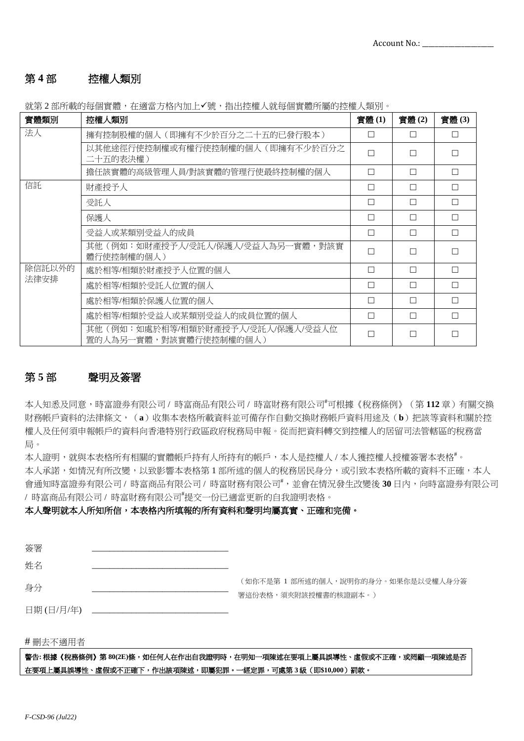Account No.: ___________________

## 第 4 部　　控權人類別

就第 2 部所載的每個實體，在適當方格內加上✓號，指出控權人就每個實體所屬的控權人類別。

| 實體類別 | 控權人類別 | 實體 (1) | 實體 (2) | 實體 (3) |
|---|---|---|---|---|
| 法人 | 擁有控制股權的個人（即擁有不少於百分之二十五的已發行股本） | ☐ | ☐ | ☐ |
| | 以其他途徑行使控制權或有權行使控制權的個人（即擁有不少於百分之二十五的表決權） | ☐ | ☐ | ☐ |
| | 擔任該實體的高級管理人員/對該實體的管理行使最終控制權的個人 | ☐ | ☐ | ☐ |
| 信託 | 財產授予人 | ☐ | ☐ | ☐ |
| | 受託人 | ☐ | ☐ | ☐ |
| | 保護人 | ☐ | ☐ | ☐ |
| | 受益人或某類別受益人的成員 | ☐ | ☐ | ☐ |
| | 其他（例如：如財產授予人/受託人/保護人/受益人為另一實體，對該實體行使控制權的個人） | ☐ | ☐ | ☐ |
| 除信託以外的法律安排 | 處於相等/相類於財產授予人位置的個人 | ☐ | ☐ | ☐ |
| | 處於相等/相類於受託人位置的個人 | ☐ | ☐ | ☐ |
| | 處於相等/相類於保護人位置的個人 | ☐ | ☐ | ☐ |
| | 處於相等/相類於受益人或某類別受益人的成員位置的個人 | ☐ | ☐ | ☐ |
| | 其他（例如：如處於相等/相類於財產授予人/受託人/保護人/受益人位置的人為另一實體，對該實體行使控制權的個人） | ☐ | ☐ | ☐ |

## 第 5 部　　聲明及簽署

本人知悉及同意，時富證券有限公司 / 時富商品有限公司 / 時富財務有限公司#可根據《稅務條例》（第 **112** 章）有關交換財務帳戶資料的法律條文，（**a**）收集本表格所載資料並可備存作自動交換財務帳戶資料用途及（**b**）把該等資料和關於控權人及任何須申報帳戶的資料向香港特別行政區政府稅務局申報。從而把資料轉交到控權人的居留司法管轄區的稅務當局。

本人證明，就與本表格所有相關的實體帳戶持有人所持有的帳戶，本人是控權人 / 本人獲控權人授權簽署本表格#。

本人承諾，如情況有所改變，以致影響本表格第 1 部所述的個人的稅務居民身分，或引致本表格所載的資料不正確，本人會通知時富證券有限公司 / 時富商品有限公司 / 時富財務有限公司#，並會在情況發生改變後 **30** 日內，向時富證券有限公司 / 時富商品有限公司 / 時富財務有限公司#提交一份已適當更新的自我證明表格。

**本人聲明就本人所知所信，本表格內所填報的所有資料和聲明均屬真實、正確和完備。**

簽署 ________________________________

姓名 ________________________________

身分 ________________________________ （如你不是第 1 部所述的個人，說明你的身分。如果你是以受權人身分簽署這份表格，須夾附該授權書的核證副本。）

日期 (日/月/年) ________________________________

# 刪去不適用者

**警告: 根據《稅務條例》第 80(2E)條，如任何人在作出自我證明時，在明知一項陳述在要項上屬具誤導性、虛假或不正確，或罔顧一項陳述是否在要項上屬具誤導性、虛假或不正確下，作出該項陳述，即屬犯罪。一經定罪，可處第 3 級（即$10,000）罰款。**

*F-CSD-96 (Jul22)*